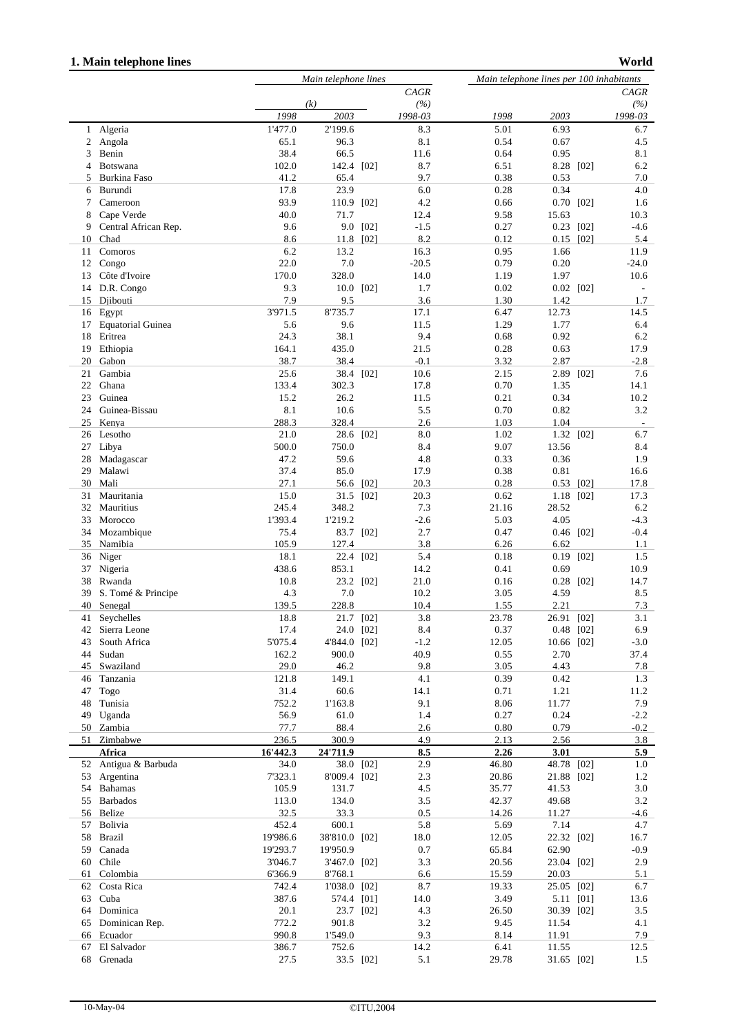## 1. Main telephone lines

**World**

| | | Main telephone lines | | | | Main telephone lines per 100 inhabitants | | | |
|---|---|---|---|---|---|---|---|---|---|
| | | (k) | | | CAGR (%) | | | | CAGR (%) |
| | | 1998 | 2003 | | 1998-03 | 1998 | 2003 | | 1998-03 |
| 1 | Algeria | 1'477.0 | 2'199.6 | | 8.3 | 5.01 | 6.93 | | 6.7 |
| 2 | Angola | 65.1 | 96.3 | | 8.1 | 0.54 | 0.67 | | 4.5 |
| 3 | Benin | 38.4 | 66.5 | | 11.6 | 0.64 | 0.95 | | 8.1 |
| 4 | Botswana | 102.0 | 142.4 | [02] | 8.7 | 6.51 | 8.28 | [02] | 6.2 |
| 5 | Burkina Faso | 41.2 | 65.4 | | 9.7 | 0.38 | 0.53 | | 7.0 |
| 6 | Burundi | 17.8 | 23.9 | | 6.0 | 0.28 | 0.34 | | 4.0 |
| 7 | Cameroon | 93.9 | 110.9 | [02] | 4.2 | 0.66 | 0.70 | [02] | 1.6 |
| 8 | Cape Verde | 40.0 | 71.7 | | 12.4 | 9.58 | 15.63 | | 10.3 |
| 9 | Central African Rep. | 9.6 | 9.0 | [02] | -1.5 | 0.27 | 0.23 | [02] | -4.6 |
| 10 | Chad | 8.6 | 11.8 | [02] | 8.2 | 0.12 | 0.15 | [02] | 5.4 |
| 11 | Comoros | 6.2 | 13.2 | | 16.3 | 0.95 | 1.66 | | 11.9 |
| 12 | Congo | 22.0 | 7.0 | | -20.5 | 0.79 | 0.20 | | -24.0 |
| 13 | Côte d'Ivoire | 170.0 | 328.0 | | 14.0 | 1.19 | 1.97 | | 10.6 |
| 14 | D.R. Congo | 9.3 | 10.0 | [02] | 1.7 | 0.02 | 0.02 | [02] | - |
| 15 | Djibouti | 7.9 | 9.5 | | 3.6 | 1.30 | 1.42 | | 1.7 |
| 16 | Egypt | 3'971.5 | 8'735.7 | | 17.1 | 6.47 | 12.73 | | 14.5 |
| 17 | Equatorial Guinea | 5.6 | 9.6 | | 11.5 | 1.29 | 1.77 | | 6.4 |
| 18 | Eritrea | 24.3 | 38.1 | | 9.4 | 0.68 | 0.92 | | 6.2 |
| 19 | Ethiopia | 164.1 | 435.0 | | 21.5 | 0.28 | 0.63 | | 17.9 |
| 20 | Gabon | 38.7 | 38.4 | | -0.1 | 3.32 | 2.87 | | -2.8 |
| 21 | Gambia | 25.6 | 38.4 | [02] | 10.6 | 2.15 | 2.89 | [02] | 7.6 |
| 22 | Ghana | 133.4 | 302.3 | | 17.8 | 0.70 | 1.35 | | 14.1 |
| 23 | Guinea | 15.2 | 26.2 | | 11.5 | 0.21 | 0.34 | | 10.2 |
| 24 | Guinea-Bissau | 8.1 | 10.6 | | 5.5 | 0.70 | 0.82 | | 3.2 |
| 25 | Kenya | 288.3 | 328.4 | | 2.6 | 1.03 | 1.04 | | - |
| 26 | Lesotho | 21.0 | 28.6 | [02] | 8.0 | 1.02 | 1.32 | [02] | 6.7 |
| 27 | Libya | 500.0 | 750.0 | | 8.4 | 9.07 | 13.56 | | 8.4 |
| 28 | Madagascar | 47.2 | 59.6 | | 4.8 | 0.33 | 0.36 | | 1.9 |
| 29 | Malawi | 37.4 | 85.0 | | 17.9 | 0.38 | 0.81 | | 16.6 |
| 30 | Mali | 27.1 | 56.6 | [02] | 20.3 | 0.28 | 0.53 | [02] | 17.8 |
| 31 | Mauritania | 15.0 | 31.5 | [02] | 20.3 | 0.62 | 1.18 | [02] | 17.3 |
| 32 | Mauritius | 245.4 | 348.2 | | 7.3 | 21.16 | 28.52 | | 6.2 |
| 33 | Morocco | 1'393.4 | 1'219.2 | | -2.6 | 5.03 | 4.05 | | -4.3 |
| 34 | Mozambique | 75.4 | 83.7 | [02] | 2.7 | 0.47 | 0.46 | [02] | -0.4 |
| 35 | Namibia | 105.9 | 127.4 | | 3.8 | 6.26 | 6.62 | | 1.1 |
| 36 | Niger | 18.1 | 22.4 | [02] | 5.4 | 0.18 | 0.19 | [02] | 1.5 |
| 37 | Nigeria | 438.6 | 853.1 | | 14.2 | 0.41 | 0.69 | | 10.9 |
| 38 | Rwanda | 10.8 | 23.2 | [02] | 21.0 | 0.16 | 0.28 | [02] | 14.7 |
| 39 | S. Tomé & Principe | 4.3 | 7.0 | | 10.2 | 3.05 | 4.59 | | 8.5 |
| 40 | Senegal | 139.5 | 228.8 | | 10.4 | 1.55 | 2.21 | | 7.3 |
| 41 | Seychelles | 18.8 | 21.7 | [02] | 3.8 | 23.78 | 26.91 | [02] | 3.1 |
| 42 | Sierra Leone | 17.4 | 24.0 | [02] | 8.4 | 0.37 | 0.48 | [02] | 6.9 |
| 43 | South Africa | 5'075.4 | 4'844.0 | [02] | -1.2 | 12.05 | 10.66 | [02] | -3.0 |
| 44 | Sudan | 162.2 | 900.0 | | 40.9 | 0.55 | 2.70 | | 37.4 |
| 45 | Swaziland | 29.0 | 46.2 | | 9.8 | 3.05 | 4.43 | | 7.8 |
| 46 | Tanzania | 121.8 | 149.1 | | 4.1 | 0.39 | 0.42 | | 1.3 |
| 47 | Togo | 31.4 | 60.6 | | 14.1 | 0.71 | 1.21 | | 11.2 |
| 48 | Tunisia | 752.2 | 1'163.8 | | 9.1 | 8.06 | 11.77 | | 7.9 |
| 49 | Uganda | 56.9 | 61.0 | | 1.4 | 0.27 | 0.24 | | -2.2 |
| 50 | Zambia | 77.7 | 88.4 | | 2.6 | 0.80 | 0.79 | | -0.2 |
| 51 | Zimbabwe | 236.5 | 300.9 | | 4.9 | 2.13 | 2.56 | | 3.8 |
| | **Africa** | **16'442.3** | **24'711.9** | | **8.5** | **2.26** | **3.01** | | **5.9** |
| 52 | Antigua & Barbuda | 34.0 | 38.0 | [02] | 2.9 | 46.80 | 48.78 | [02] | 1.0 |
| 53 | Argentina | 7'323.1 | 8'009.4 | [02] | 2.3 | 20.86 | 21.88 | [02] | 1.2 |
| 54 | Bahamas | 105.9 | 131.7 | | 4.5 | 35.77 | 41.53 | | 3.0 |
| 55 | Barbados | 113.0 | 134.0 | | 3.5 | 42.37 | 49.68 | | 3.2 |
| 56 | Belize | 32.5 | 33.3 | | 0.5 | 14.26 | 11.27 | | -4.6 |
| 57 | Bolivia | 452.4 | 600.1 | | 5.8 | 5.69 | 7.14 | | 4.7 |
| 58 | Brazil | 19'986.6 | 38'810.0 | [02] | 18.0 | 12.05 | 22.32 | [02] | 16.7 |
| 59 | Canada | 19'293.7 | 19'950.9 | | 0.7 | 65.84 | 62.90 | | -0.9 |
| 60 | Chile | 3'046.7 | 3'467.0 | [02] | 3.3 | 20.56 | 23.04 | [02] | 2.9 |
| 61 | Colombia | 6'366.9 | 8'768.1 | | 6.6 | 15.59 | 20.03 | | 5.1 |
| 62 | Costa Rica | 742.4 | 1'038.0 | [02] | 8.7 | 19.33 | 25.05 | [02] | 6.7 |
| 63 | Cuba | 387.6 | 574.4 | [01] | 14.0 | 3.49 | 5.11 | [01] | 13.6 |
| 64 | Dominica | 20.1 | 23.7 | [02] | 4.3 | 26.50 | 30.39 | [02] | 3.5 |
| 65 | Dominican Rep. | 772.2 | 901.8 | | 3.2 | 9.45 | 11.54 | | 4.1 |
| 66 | Ecuador | 990.8 | 1'549.0 | | 9.3 | 8.14 | 11.91 | | 7.9 |
| 67 | El Salvador | 386.7 | 752.6 | | 14.2 | 6.41 | 11.55 | | 12.5 |
| 68 | Grenada | 27.5 | 33.5 | [02] | 5.1 | 29.78 | 31.65 | [02] | 1.5 |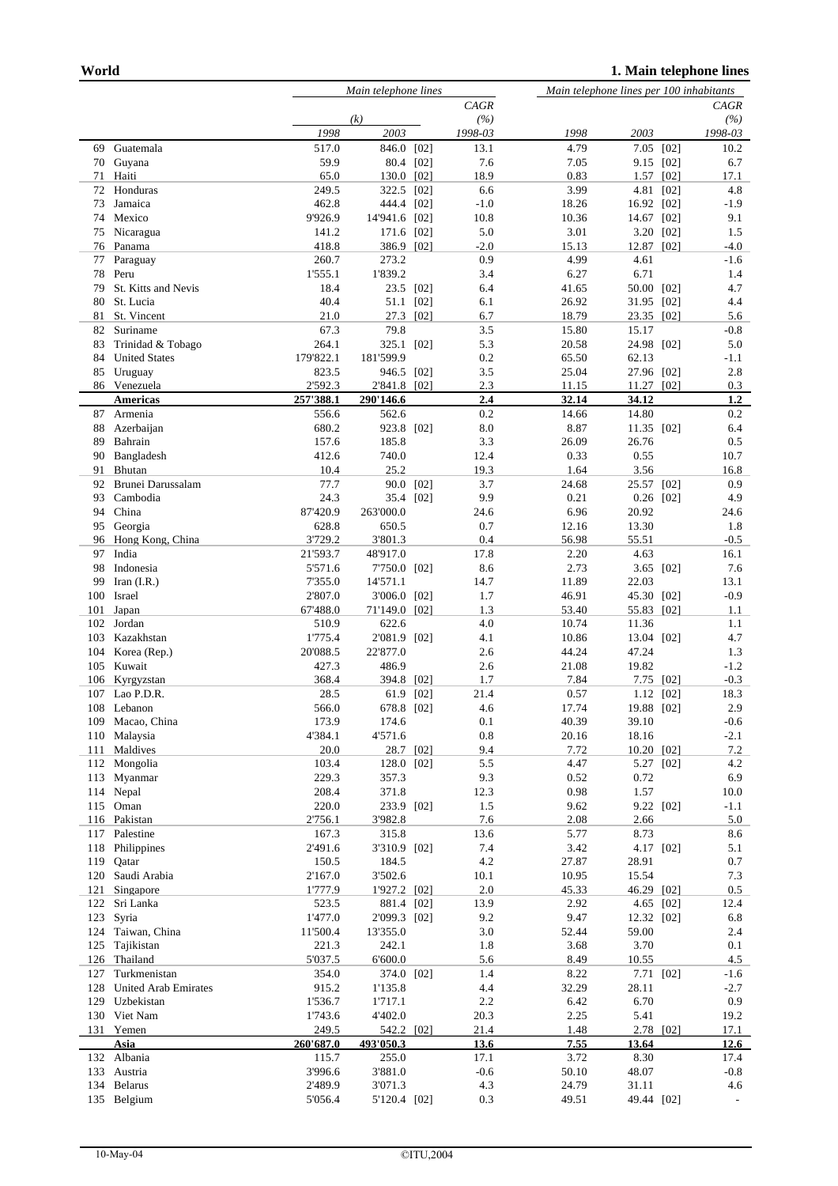**World** — **1. Main telephone lines**

| | | Main telephone lines | | | | Main telephone lines per 100 inhabitants | | | |
|---|---|---|---|---|---|---|---|---|---|
| | | (k) | | | CAGR (%) | | | | CAGR (%) |
| | | 1998 | 2003 | | 1998-03 | 1998 | 2003 | | 1998-03 |
| 69 | Guatemala | 517.0 | 846.0 | [02] | 13.1 | 4.79 | 7.05 | [02] | 10.2 |
| 70 | Guyana | 59.9 | 80.4 | [02] | 7.6 | 7.05 | 9.15 | [02] | 6.7 |
| 71 | Haiti | 65.0 | 130.0 | [02] | 18.9 | 0.83 | 1.57 | [02] | 17.1 |
| 72 | Honduras | 249.5 | 322.5 | [02] | 6.6 | 3.99 | 4.81 | [02] | 4.8 |
| 73 | Jamaica | 462.8 | 444.4 | [02] | -1.0 | 18.26 | 16.92 | [02] | -1.9 |
| 74 | Mexico | 9'926.9 | 14'941.6 | [02] | 10.8 | 10.36 | 14.67 | [02] | 9.1 |
| 75 | Nicaragua | 141.2 | 171.6 | [02] | 5.0 | 3.01 | 3.20 | [02] | 1.5 |
| 76 | Panama | 418.8 | 386.9 | [02] | -2.0 | 15.13 | 12.87 | [02] | -4.0 |
| 77 | Paraguay | 260.7 | 273.2 | | 0.9 | 4.99 | 4.61 | | -1.6 |
| 78 | Peru | 1'555.1 | 1'839.2 | | 3.4 | 6.27 | 6.71 | | 1.4 |
| 79 | St. Kitts and Nevis | 18.4 | 23.5 | [02] | 6.4 | 41.65 | 50.00 | [02] | 4.7 |
| 80 | St. Lucia | 40.4 | 51.1 | [02] | 6.1 | 26.92 | 31.95 | [02] | 4.4 |
| 81 | St. Vincent | 21.0 | 27.3 | [02] | 6.7 | 18.79 | 23.35 | [02] | 5.6 |
| 82 | Suriname | 67.3 | 79.8 | | 3.5 | 15.80 | 15.17 | | -0.8 |
| 83 | Trinidad & Tobago | 264.1 | 325.1 | [02] | 5.3 | 20.58 | 24.98 | [02] | 5.0 |
| 84 | United States | 179'822.1 | 181'599.9 | | 0.2 | 65.50 | 62.13 | | -1.1 |
| 85 | Uruguay | 823.5 | 946.5 | [02] | 3.5 | 25.04 | 27.96 | [02] | 2.8 |
| 86 | Venezuela | 2'592.3 | 2'841.8 | [02] | 2.3 | 11.15 | 11.27 | [02] | 0.3 |
| | **Americas** | **257'388.1** | **290'146.6** | | **2.4** | **32.14** | **34.12** | | **1.2** |
| 87 | Armenia | 556.6 | 562.6 | | 0.2 | 14.66 | 14.80 | | 0.2 |
| 88 | Azerbaijan | 680.2 | 923.8 | [02] | 8.0 | 8.87 | 11.35 | [02] | 6.4 |
| 89 | Bahrain | 157.6 | 185.8 | | 3.3 | 26.09 | 26.76 | | 0.5 |
| 90 | Bangladesh | 412.6 | 740.0 | | 12.4 | 0.33 | 0.55 | | 10.7 |
| 91 | Bhutan | 10.4 | 25.2 | | 19.3 | 1.64 | 3.56 | | 16.8 |
| 92 | Brunei Darussalam | 77.7 | 90.0 | [02] | 3.7 | 24.68 | 25.57 | [02] | 0.9 |
| 93 | Cambodia | 24.3 | 35.4 | [02] | 9.9 | 0.21 | 0.26 | [02] | 4.9 |
| 94 | China | 87'420.9 | 263'000.0 | | 24.6 | 6.96 | 20.92 | | 24.6 |
| 95 | Georgia | 628.8 | 650.5 | | 0.7 | 12.16 | 13.30 | | 1.8 |
| 96 | Hong Kong, China | 3'729.2 | 3'801.3 | | 0.4 | 56.98 | 55.51 | | -0.5 |
| 97 | India | 21'593.7 | 48'917.0 | | 17.8 | 2.20 | 4.63 | | 16.1 |
| 98 | Indonesia | 5'571.6 | 7'750.0 | [02] | 8.6 | 2.73 | 3.65 | [02] | 7.6 |
| 99 | Iran (I.R.) | 7'355.0 | 14'571.1 | | 14.7 | 11.89 | 22.03 | | 13.1 |
| 100 | Israel | 2'807.0 | 3'006.0 | [02] | 1.7 | 46.91 | 45.30 | [02] | -0.9 |
| 101 | Japan | 67'488.0 | 71'149.0 | [02] | 1.3 | 53.40 | 55.83 | [02] | 1.1 |
| 102 | Jordan | 510.9 | 622.6 | | 4.0 | 10.74 | 11.36 | | 1.1 |
| 103 | Kazakhstan | 1'775.4 | 2'081.9 | [02] | 4.1 | 10.86 | 13.04 | [02] | 4.7 |
| 104 | Korea (Rep.) | 20'088.5 | 22'877.0 | | 2.6 | 44.24 | 47.24 | | 1.3 |
| 105 | Kuwait | 427.3 | 486.9 | | 2.6 | 21.08 | 19.82 | | -1.2 |
| 106 | Kyrgyzstan | 368.4 | 394.8 | [02] | 1.7 | 7.84 | 7.75 | [02] | -0.3 |
| 107 | Lao P.D.R. | 28.5 | 61.9 | [02] | 21.4 | 0.57 | 1.12 | [02] | 18.3 |
| 108 | Lebanon | 566.0 | 678.8 | [02] | 4.6 | 17.74 | 19.88 | [02] | 2.9 |
| 109 | Macao, China | 173.9 | 174.6 | | 0.1 | 40.39 | 39.10 | | -0.6 |
| 110 | Malaysia | 4'384.1 | 4'571.6 | | 0.8 | 20.16 | 18.16 | | -2.1 |
| 111 | Maldives | 20.0 | 28.7 | [02] | 9.4 | 7.72 | 10.20 | [02] | 7.2 |
| 112 | Mongolia | 103.4 | 128.0 | [02] | 5.5 | 4.47 | 5.27 | [02] | 4.2 |
| 113 | Myanmar | 229.3 | 357.3 | | 9.3 | 0.52 | 0.72 | | 6.9 |
| 114 | Nepal | 208.4 | 371.8 | | 12.3 | 0.98 | 1.57 | | 10.0 |
| 115 | Oman | 220.0 | 233.9 | [02] | 1.5 | 9.62 | 9.22 | [02] | -1.1 |
| 116 | Pakistan | 2'756.1 | 3'982.8 | | 7.6 | 2.08 | 2.66 | | 5.0 |
| 117 | Palestine | 167.3 | 315.8 | | 13.6 | 5.77 | 8.73 | | 8.6 |
| 118 | Philippines | 2'491.6 | 3'310.9 | [02] | 7.4 | 3.42 | 4.17 | [02] | 5.1 |
| 119 | Qatar | 150.5 | 184.5 | | 4.2 | 27.87 | 28.91 | | 0.7 |
| 120 | Saudi Arabia | 2'167.0 | 3'502.6 | | 10.1 | 10.95 | 15.54 | | 7.3 |
| 121 | Singapore | 1'777.9 | 1'927.2 | [02] | 2.0 | 45.33 | 46.29 | [02] | 0.5 |
| 122 | Sri Lanka | 523.5 | 881.4 | [02] | 13.9 | 2.92 | 4.65 | [02] | 12.4 |
| 123 | Syria | 1'477.0 | 2'099.3 | [02] | 9.2 | 9.47 | 12.32 | [02] | 6.8 |
| 124 | Taiwan, China | 11'500.4 | 13'355.0 | | 3.0 | 52.44 | 59.00 | | 2.4 |
| 125 | Tajikistan | 221.3 | 242.1 | | 1.8 | 3.68 | 3.70 | | 0.1 |
| 126 | Thailand | 5'037.5 | 6'600.0 | | 5.6 | 8.49 | 10.55 | | 4.5 |
| 127 | Turkmenistan | 354.0 | 374.0 | [02] | 1.4 | 8.22 | 7.71 | [02] | -1.6 |
| 128 | United Arab Emirates | 915.2 | 1'135.8 | | 4.4 | 32.29 | 28.11 | | -2.7 |
| 129 | Uzbekistan | 1'536.7 | 1'717.1 | | 2.2 | 6.42 | 6.70 | | 0.9 |
| 130 | Viet Nam | 1'743.6 | 4'402.0 | | 20.3 | 2.25 | 5.41 | | 19.2 |
| 131 | Yemen | 249.5 | 542.2 | [02] | 21.4 | 1.48 | 2.78 | [02] | 17.1 |
| | **Asia** | **260'687.0** | **493'050.3** | | **13.6** | **7.55** | **13.64** | | **12.6** |
| 132 | Albania | 115.7 | 255.0 | | 17.1 | 3.72 | 8.30 | | 17.4 |
| 133 | Austria | 3'996.6 | 3'881.0 | | -0.6 | 50.10 | 48.07 | | -0.8 |
| 134 | Belarus | 2'489.9 | 3'071.3 | | 4.3 | 24.79 | 31.11 | | 4.6 |
| 135 | Belgium | 5'056.4 | 5'120.4 | [02] | 0.3 | 49.51 | 49.44 | [02] | - |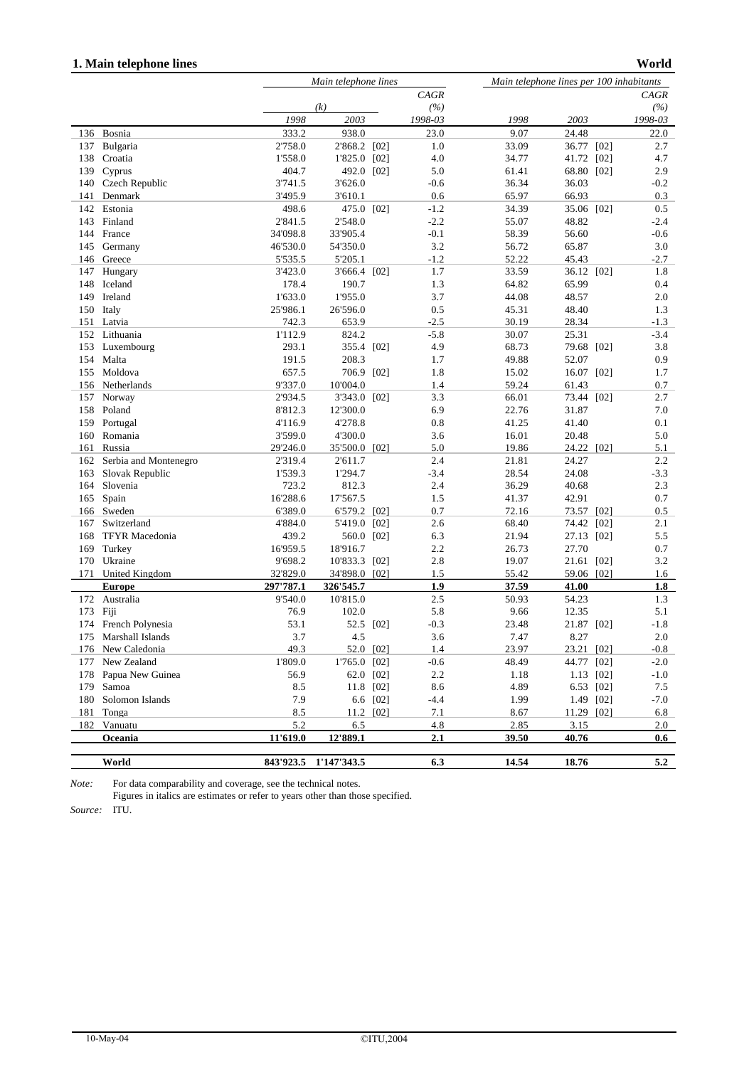## 1. Main telephone lines

**World**

| | | Main telephone lines | | | | Main telephone lines per 100 inhabitants | | | |
|---|---|---|---|---|---|---|---|---|---|
| | | (k) | | | CAGR (%) | | | | CAGR (%) |
| | | 1998 | 2003 | | 1998-03 | 1998 | 2003 | | 1998-03 |
| 136 | Bosnia | 333.2 | 938.0 | | 23.0 | 9.07 | 24.48 | | 22.0 |
| 137 | Bulgaria | 2'758.0 | 2'868.2 | [02] | 1.0 | 33.09 | 36.77 | [02] | 2.7 |
| 138 | Croatia | 1'558.0 | 1'825.0 | [02] | 4.0 | 34.77 | 41.72 | [02] | 4.7 |
| 139 | Cyprus | 404.7 | 492.0 | [02] | 5.0 | 61.41 | 68.80 | [02] | 2.9 |
| 140 | Czech Republic | 3'741.5 | 3'626.0 | | -0.6 | 36.34 | 36.03 | | -0.2 |
| 141 | Denmark | 3'495.9 | 3'610.1 | | 0.6 | 65.97 | 66.93 | | 0.3 |
| 142 | Estonia | 498.6 | 475.0 | [02] | -1.2 | 34.39 | 35.06 | [02] | 0.5 |
| 143 | Finland | 2'841.5 | 2'548.0 | | -2.2 | 55.07 | 48.82 | | -2.4 |
| 144 | France | 34'098.8 | 33'905.4 | | -0.1 | 58.39 | 56.60 | | -0.6 |
| 145 | Germany | 46'530.0 | 54'350.0 | | 3.2 | 56.72 | 65.87 | | 3.0 |
| 146 | Greece | 5'535.5 | 5'205.1 | | -1.2 | 52.22 | 45.43 | | -2.7 |
| 147 | Hungary | 3'423.0 | 3'666.4 | [02] | 1.7 | 33.59 | 36.12 | [02] | 1.8 |
| 148 | Iceland | 178.4 | 190.7 | | 1.3 | 64.82 | 65.99 | | 0.4 |
| 149 | Ireland | 1'633.0 | 1'955.0 | | 3.7 | 44.08 | 48.57 | | 2.0 |
| 150 | Italy | 25'986.1 | 26'596.0 | | 0.5 | 45.31 | 48.40 | | 1.3 |
| 151 | Latvia | 742.3 | 653.9 | | -2.5 | 30.19 | 28.34 | | -1.3 |
| 152 | Lithuania | 1'112.9 | 824.2 | | -5.8 | 30.07 | 25.31 | | -3.4 |
| 153 | Luxembourg | 293.1 | 355.4 | [02] | 4.9 | 68.73 | 79.68 | [02] | 3.8 |
| 154 | Malta | 191.5 | 208.3 | | 1.7 | 49.88 | 52.07 | | 0.9 |
| 155 | Moldova | 657.5 | 706.9 | [02] | 1.8 | 15.02 | 16.07 | [02] | 1.7 |
| 156 | Netherlands | 9'337.0 | 10'004.0 | | 1.4 | 59.24 | 61.43 | | 0.7 |
| 157 | Norway | 2'934.5 | 3'343.0 | [02] | 3.3 | 66.01 | 73.44 | [02] | 2.7 |
| 158 | Poland | 8'812.3 | 12'300.0 | | 6.9 | 22.76 | 31.87 | | 7.0 |
| 159 | Portugal | 4'116.9 | 4'278.8 | | 0.8 | 41.25 | 41.40 | | 0.1 |
| 160 | Romania | 3'599.0 | 4'300.0 | | 3.6 | 16.01 | 20.48 | | 5.0 |
| 161 | Russia | 29'246.0 | 35'500.0 | [02] | 5.0 | 19.86 | 24.22 | [02] | 5.1 |
| 162 | Serbia and Montenegro | 2'319.4 | 2'611.7 | | 2.4 | 21.81 | 24.27 | | 2.2 |
| 163 | Slovak Republic | 1'539.3 | 1'294.7 | | -3.4 | 28.54 | 24.08 | | -3.3 |
| 164 | Slovenia | 723.2 | 812.3 | | 2.4 | 36.29 | 40.68 | | 2.3 |
| 165 | Spain | 16'288.6 | 17'567.5 | | 1.5 | 41.37 | 42.91 | | 0.7 |
| 166 | Sweden | 6'389.0 | 6'579.2 | [02] | 0.7 | 72.16 | 73.57 | [02] | 0.5 |
| 167 | Switzerland | 4'884.0 | 5'419.0 | [02] | 2.6 | 68.40 | 74.42 | [02] | 2.1 |
| 168 | TFYR Macedonia | 439.2 | 560.0 | [02] | 6.3 | 21.94 | 27.13 | [02] | 5.5 |
| 169 | Turkey | 16'959.5 | 18'916.7 | | 2.2 | 26.73 | 27.70 | | 0.7 |
| 170 | Ukraine | 9'698.2 | 10'833.3 | [02] | 2.8 | 19.07 | 21.61 | [02] | 3.2 |
| 171 | United Kingdom | 32'829.0 | 34'898.0 | [02] | 1.5 | 55.42 | 59.06 | [02] | 1.6 |
| | **Europe** | **297'787.1** | **326'545.7** | | **1.9** | **37.59** | **41.00** | | **1.8** |
| 172 | Australia | 9'540.0 | 10'815.0 | | 2.5 | 50.93 | 54.23 | | 1.3 |
| 173 | Fiji | 76.9 | 102.0 | | 5.8 | 9.66 | 12.35 | | 5.1 |
| 174 | French Polynesia | 53.1 | 52.5 | [02] | -0.3 | 23.48 | 21.87 | [02] | -1.8 |
| 175 | Marshall Islands | 3.7 | 4.5 | | 3.6 | 7.47 | 8.27 | | 2.0 |
| 176 | New Caledonia | 49.3 | 52.0 | [02] | 1.4 | 23.97 | 23.21 | [02] | -0.8 |
| 177 | New Zealand | 1'809.0 | 1'765.0 | [02] | -0.6 | 48.49 | 44.77 | [02] | -2.0 |
| 178 | Papua New Guinea | 56.9 | 62.0 | [02] | 2.2 | 1.18 | 1.13 | [02] | -1.0 |
| 179 | Samoa | 8.5 | 11.8 | [02] | 8.6 | 4.89 | 6.53 | [02] | 7.5 |
| 180 | Solomon Islands | 7.9 | 6.6 | [02] | -4.4 | 1.99 | 1.49 | [02] | -7.0 |
| 181 | Tonga | 8.5 | 11.2 | [02] | 7.1 | 8.67 | 11.29 | [02] | 6.8 |
| 182 | Vanuatu | 5.2 | 6.5 | | 4.8 | 2.85 | 3.15 | | 2.0 |
| | **Oceania** | **11'619.0** | **12'889.1** | | **2.1** | **39.50** | **40.76** | | **0.6** |
| | **World** | **843'923.5** | **1'147'343.5** | | **6.3** | **14.54** | **18.76** | | **5.2** |

*Note:* For data comparability and coverage, see the technical notes.
Figures in italics are estimates or refer to years other than those specified.

*Source:* ITU.

10-May-04 ©ITU,2004